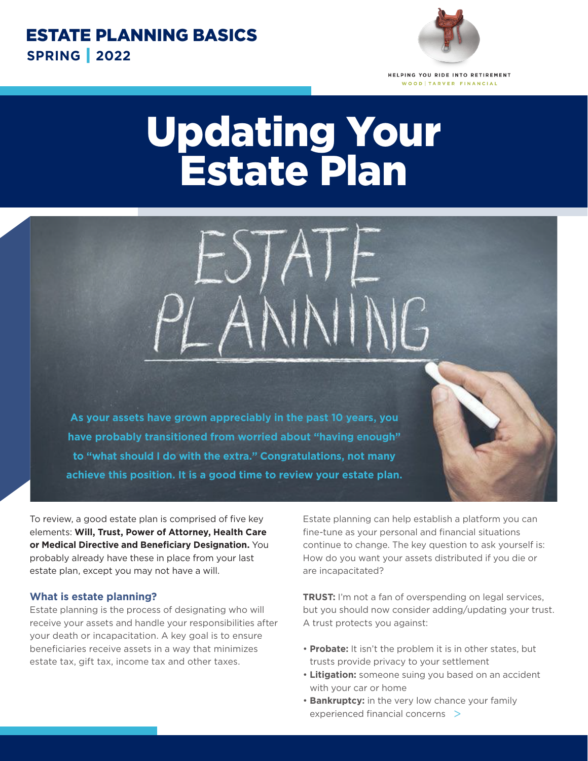ESTATE PLANNING BASICS
SPRING | 2022

HELPING YOU RIDE INTO RETIREMENT
WOOD | TARVER FINANCIAL

# Updating Your Estate Plan

**As your assets have grown appreciably in the past 10 years, you have probably transitioned from worried about "having enough" to "what should I do with the extra." Congratulations, not many achieve this position. It is a good time to review your estate plan.**

To review, a good estate plan is comprised of five key elements: **Will, Trust, Power of Attorney, Health Care or Medical Directive and Beneficiary Designation.** You probably already have these in place from your last estate plan, except you may not have a will.

### What is estate planning?

Estate planning is the process of designating who will receive your assets and handle your responsibilities after your death or incapacitation. A key goal is to ensure beneficiaries receive assets in a way that minimizes estate tax, gift tax, income tax and other taxes.

Estate planning can help establish a platform you can fine-tune as your personal and financial situations continue to change. The key question to ask yourself is: How do you want your assets distributed if you die or are incapacitated?

**TRUST:** I'm not a fan of overspending on legal services, but you should now consider adding/updating your trust. A trust protects you against:

- **Probate:** It isn't the problem it is in other states, but trusts provide privacy to your settlement
- **Litigation:** someone suing you based on an accident with your car or home
- **Bankruptcy:** in the very low chance your family experienced financial concerns >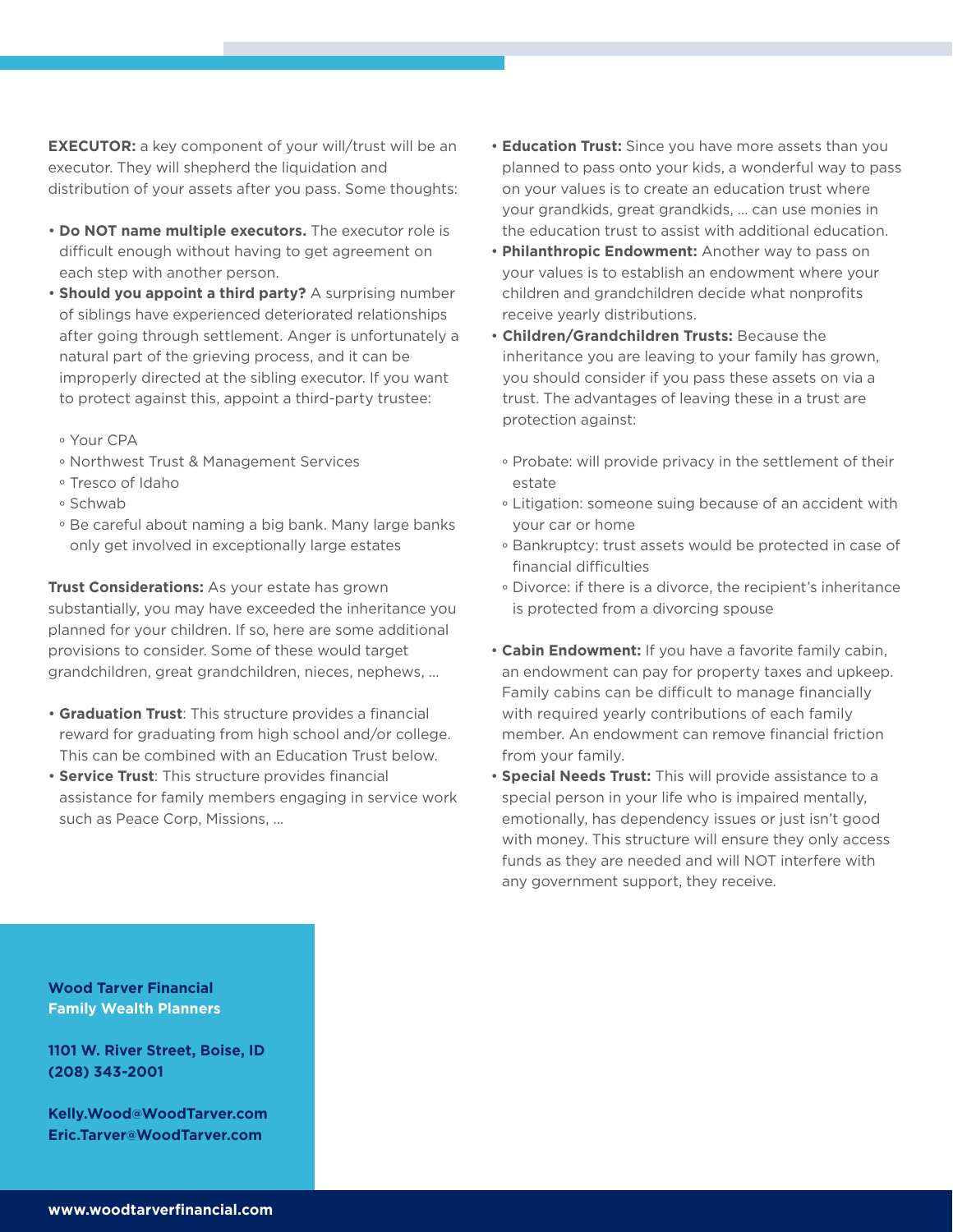**EXECUTOR:** a key component of your will/trust will be an executor. They will shepherd the liquidation and distribution of your assets after you pass. Some thoughts:

- **Do NOT name multiple executors.** The executor role is difficult enough without having to get agreement on each step with another person.
- **Should you appoint a third party?** A surprising number of siblings have experienced deteriorated relationships after going through settlement. Anger is unfortunately a natural part of the grieving process, and it can be improperly directed at the sibling executor. If you want to protect against this, appoint a third-party trustee:
  - Your CPA
  - Northwest Trust & Management Services
  - Tresco of Idaho
  - Schwab
  - Be careful about naming a big bank. Many large banks only get involved in exceptionally large estates

**Trust Considerations:** As your estate has grown substantially, you may have exceeded the inheritance you planned for your children. If so, here are some additional provisions to consider. Some of these would target grandchildren, great grandchildren, nieces, nephews, …

- **Graduation Trust**: This structure provides a financial reward for graduating from high school and/or college. This can be combined with an Education Trust below.
- **Service Trust**: This structure provides financial assistance for family members engaging in service work such as Peace Corp, Missions, …
- **Education Trust:** Since you have more assets than you planned to pass onto your kids, a wonderful way to pass on your values is to create an education trust where your grandkids, great grandkids, … can use monies in the education trust to assist with additional education.
- **Philanthropic Endowment:** Another way to pass on your values is to establish an endowment where your children and grandchildren decide what nonprofits receive yearly distributions.
- **Children/Grandchildren Trusts:** Because the inheritance you are leaving to your family has grown, you should consider if you pass these assets on via a trust. The advantages of leaving these in a trust are protection against:
  - Probate: will provide privacy in the settlement of their estate
  - Litigation: someone suing because of an accident with your car or home
  - Bankruptcy: trust assets would be protected in case of financial difficulties
  - Divorce: if there is a divorce, the recipient's inheritance is protected from a divorcing spouse
- **Cabin Endowment:** If you have a favorite family cabin, an endowment can pay for property taxes and upkeep. Family cabins can be difficult to manage financially with required yearly contributions of each family member. An endowment can remove financial friction from your family.
- **Special Needs Trust:** This will provide assistance to a special person in your life who is impaired mentally, emotionally, has dependency issues or just isn't good with money. This structure will ensure they only access funds as they are needed and will NOT interfere with any government support, they receive.

**Wood Tarver Financial**
**Family Wealth Planners**

**1101 W. River Street, Boise, ID**
**(208) 343-2001**

**Kelly.Wood@WoodTarver.com**
**Eric.Tarver@WoodTarver.com**

**www.woodtarverfinancial.com**